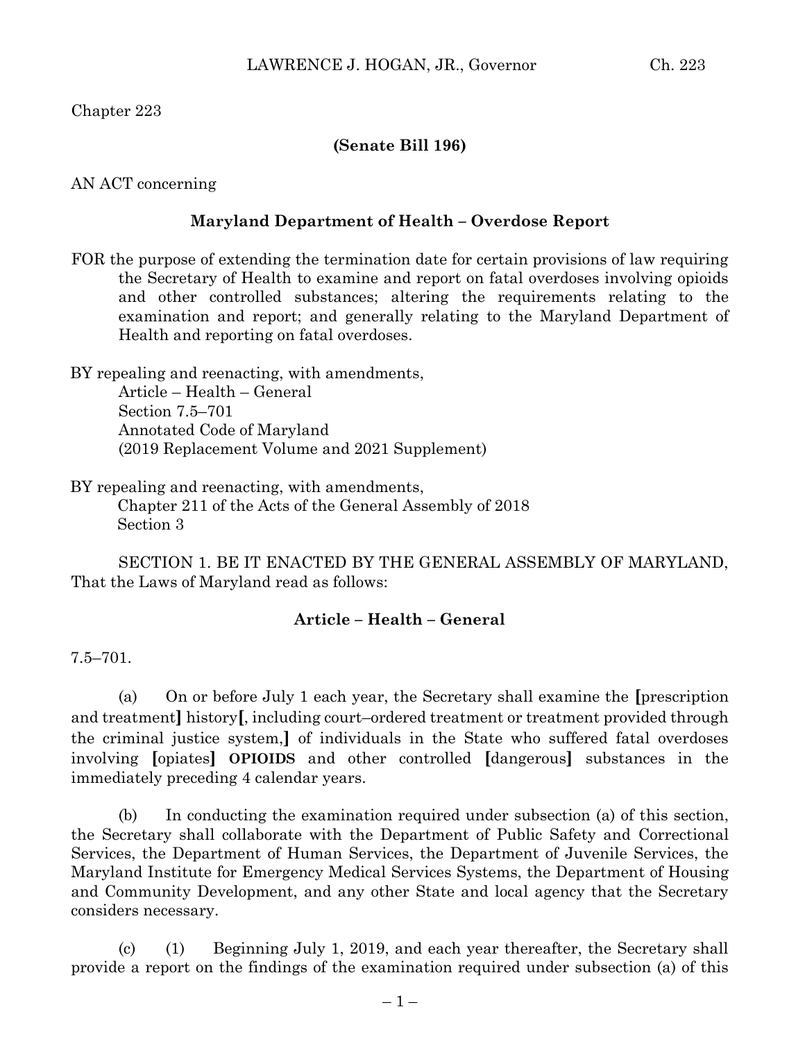Chapter 223

**(Senate Bill 196)**

AN ACT concerning

**Maryland Department of Health – Overdose Report**

FOR the purpose of extending the termination date for certain provisions of law requiring the Secretary of Health to examine and report on fatal overdoses involving opioids and other controlled substances; altering the requirements relating to the examination and report; and generally relating to the Maryland Department of Health and reporting on fatal overdoses.

BY repealing and reenacting, with amendments,
Article – Health – General
Section 7.5–701
Annotated Code of Maryland
(2019 Replacement Volume and 2021 Supplement)

BY repealing and reenacting, with amendments,
Chapter 211 of the Acts of the General Assembly of 2018
Section 3

SECTION 1. BE IT ENACTED BY THE GENERAL ASSEMBLY OF MARYLAND, That the Laws of Maryland read as follows:

**Article – Health – General**

7.5–701.

(a) On or before July 1 each year, the Secretary shall examine the **[**prescription and treatment**]** history**[**, including court–ordered treatment or treatment provided through the criminal justice system,**]** of individuals in the State who suffered fatal overdoses involving **[**opiates**]** **OPIOIDS** and other controlled **[**dangerous**]** substances in the immediately preceding 4 calendar years.

(b) In conducting the examination required under subsection (a) of this section, the Secretary shall collaborate with the Department of Public Safety and Correctional Services, the Department of Human Services, the Department of Juvenile Services, the Maryland Institute for Emergency Medical Services Systems, the Department of Housing and Community Development, and any other State and local agency that the Secretary considers necessary.

(c) (1) Beginning July 1, 2019, and each year thereafter, the Secretary shall provide a report on the findings of the examination required under subsection (a) of this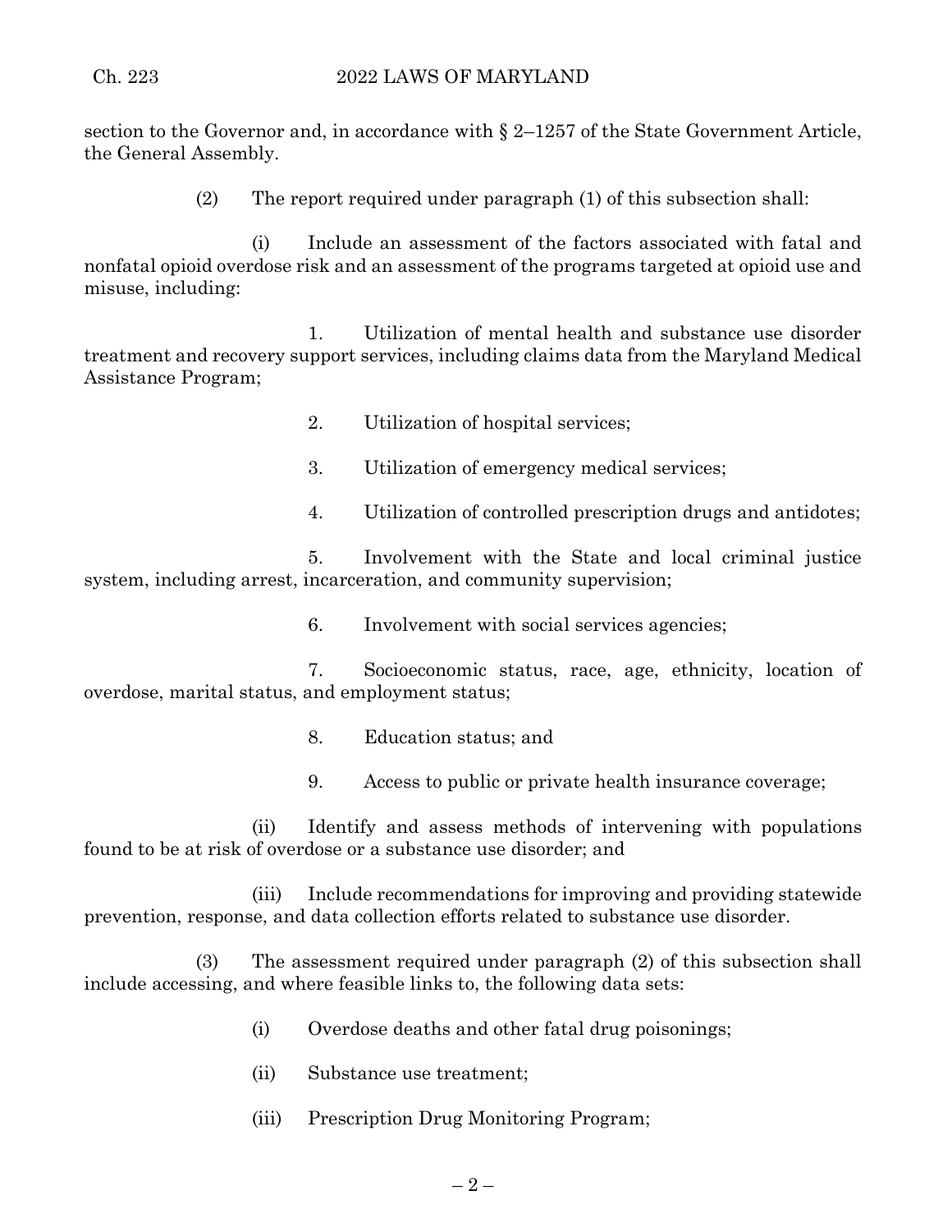section to the Governor and, in accordance with § 2–1257 of the State Government Article, the General Assembly.

(2) The report required under paragraph (1) of this subsection shall:

(i) Include an assessment of the factors associated with fatal and nonfatal opioid overdose risk and an assessment of the programs targeted at opioid use and misuse, including:

1. Utilization of mental health and substance use disorder treatment and recovery support services, including claims data from the Maryland Medical Assistance Program;

2. Utilization of hospital services;

3. Utilization of emergency medical services;

4. Utilization of controlled prescription drugs and antidotes;

5. Involvement with the State and local criminal justice system, including arrest, incarceration, and community supervision;

6. Involvement with social services agencies;

7. Socioeconomic status, race, age, ethnicity, location of overdose, marital status, and employment status;

8. Education status; and

9. Access to public or private health insurance coverage;

(ii) Identify and assess methods of intervening with populations found to be at risk of overdose or a substance use disorder; and

(iii) Include recommendations for improving and providing statewide prevention, response, and data collection efforts related to substance use disorder.

(3) The assessment required under paragraph (2) of this subsection shall include accessing, and where feasible links to, the following data sets:

(i) Overdose deaths and other fatal drug poisonings;

(ii) Substance use treatment;

(iii) Prescription Drug Monitoring Program;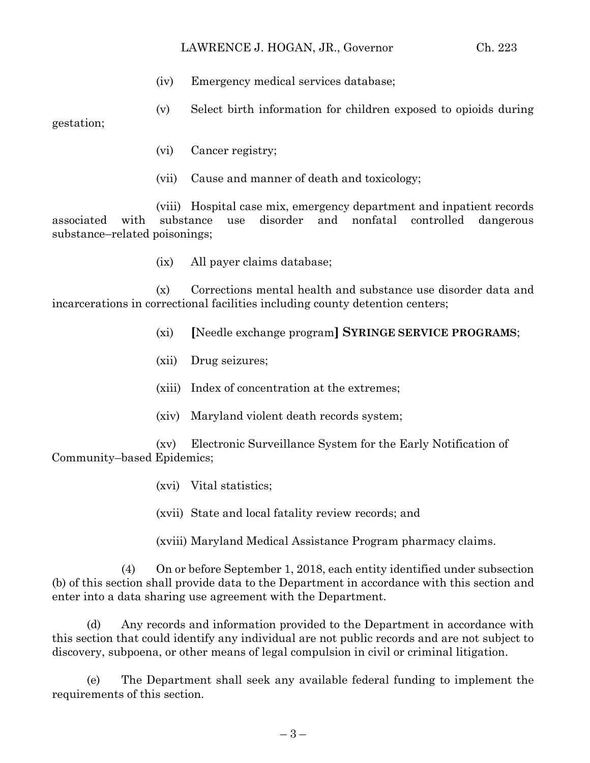(iv) Emergency medical services database;

(v) Select birth information for children exposed to opioids during gestation;

(vi) Cancer registry;

(vii) Cause and manner of death and toxicology;

(viii) Hospital case mix, emergency department and inpatient records associated with substance use disorder and nonfatal controlled dangerous substance–related poisonings;

(ix) All payer claims database;

(x) Corrections mental health and substance use disorder data and incarcerations in correctional facilities including county detention centers;

(xi) **[**Needle exchange program**]** **SYRINGE SERVICE PROGRAMS**;

(xii) Drug seizures;

(xiii) Index of concentration at the extremes;

(xiv) Maryland violent death records system;

(xv) Electronic Surveillance System for the Early Notification of Community–based Epidemics;

(xvi) Vital statistics;

(xvii) State and local fatality review records; and

(xviii) Maryland Medical Assistance Program pharmacy claims.

(4) On or before September 1, 2018, each entity identified under subsection (b) of this section shall provide data to the Department in accordance with this section and enter into a data sharing use agreement with the Department.

(d) Any records and information provided to the Department in accordance with this section that could identify any individual are not public records and are not subject to discovery, subpoena, or other means of legal compulsion in civil or criminal litigation.

(e) The Department shall seek any available federal funding to implement the requirements of this section.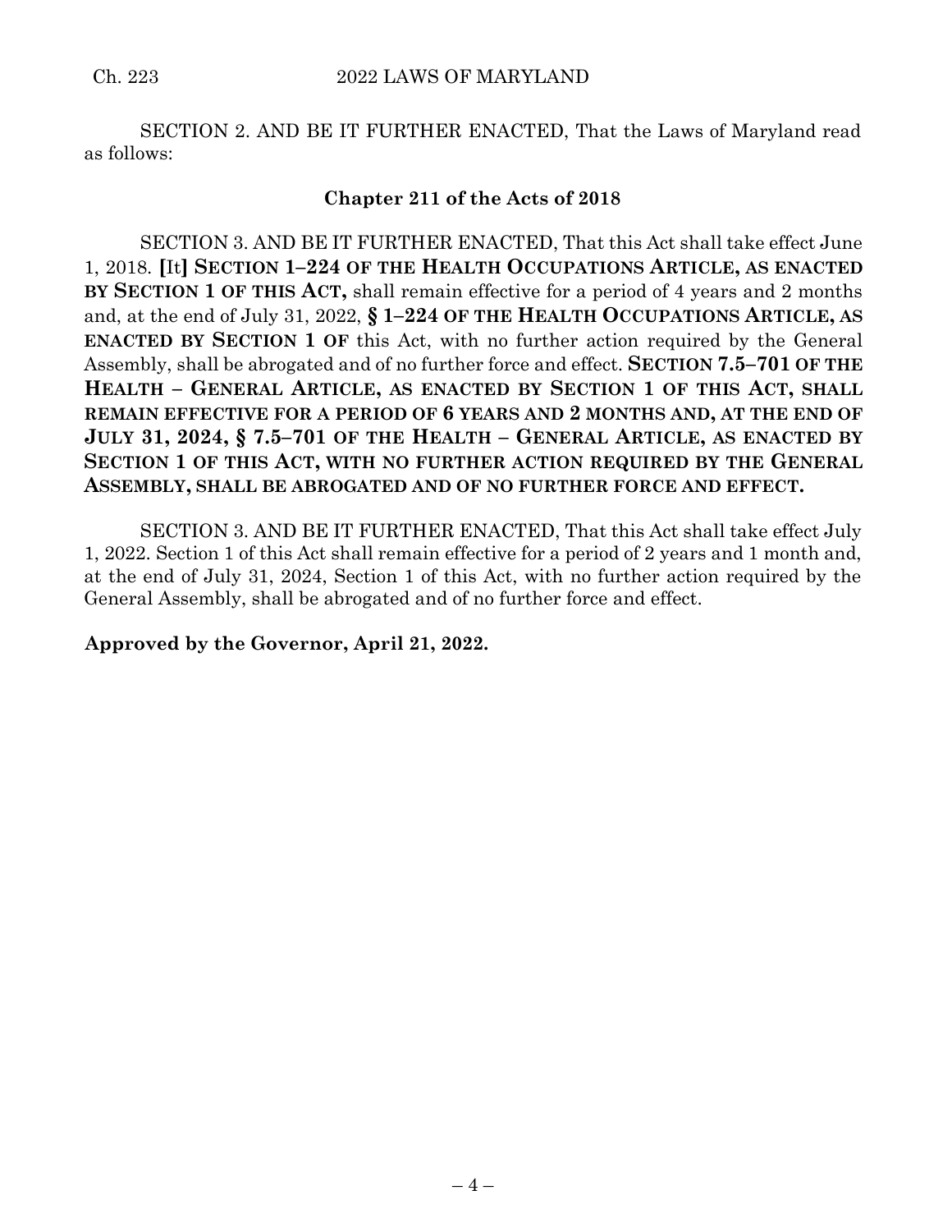SECTION 2. AND BE IT FURTHER ENACTED, That the Laws of Maryland read as follows:

**Chapter 211 of the Acts of 2018**

SECTION 3. AND BE IT FURTHER ENACTED, That this Act shall take effect June 1, 2018. **[**It**] SECTION 1–224 OF THE HEALTH OCCUPATIONS ARTICLE, AS ENACTED BY SECTION 1 OF THIS ACT,** shall remain effective for a period of 4 years and 2 months and, at the end of July 31, 2022, **§ 1–224 OF THE HEALTH OCCUPATIONS ARTICLE, AS ENACTED BY SECTION 1 OF** this Act, with no further action required by the General Assembly, shall be abrogated and of no further force and effect. **SECTION 7.5–701 OF THE HEALTH – GENERAL ARTICLE, AS ENACTED BY SECTION 1 OF THIS ACT, SHALL REMAIN EFFECTIVE FOR A PERIOD OF 6 YEARS AND 2 MONTHS AND, AT THE END OF JULY 31, 2024, § 7.5–701 OF THE HEALTH – GENERAL ARTICLE, AS ENACTED BY SECTION 1 OF THIS ACT, WITH NO FURTHER ACTION REQUIRED BY THE GENERAL ASSEMBLY, SHALL BE ABROGATED AND OF NO FURTHER FORCE AND EFFECT.**

SECTION 3. AND BE IT FURTHER ENACTED, That this Act shall take effect July 1, 2022. Section 1 of this Act shall remain effective for a period of 2 years and 1 month and, at the end of July 31, 2024, Section 1 of this Act, with no further action required by the General Assembly, shall be abrogated and of no further force and effect.

**Approved by the Governor, April 21, 2022.**